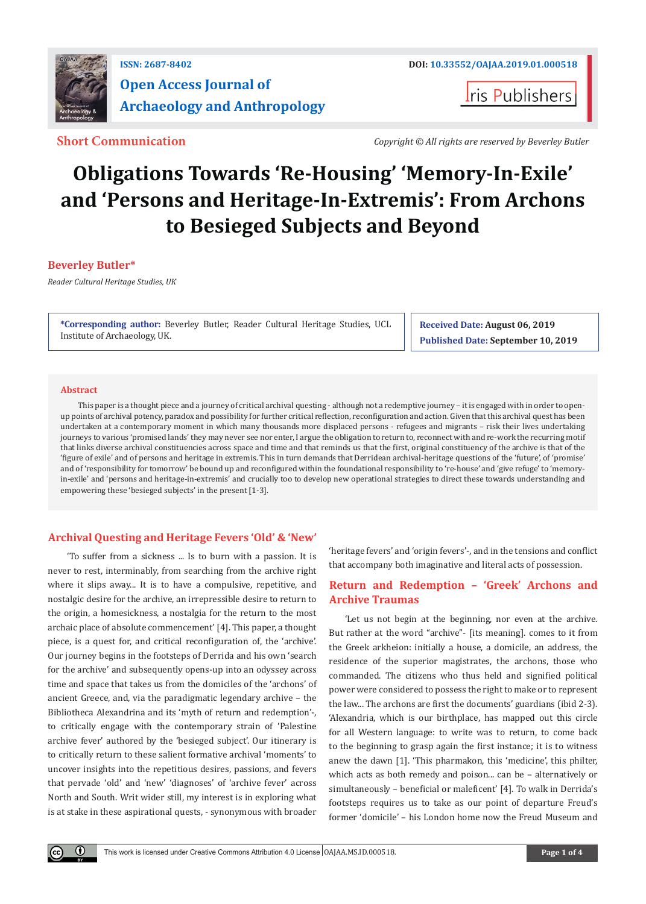ISSN: 2687-8402

# Open Access Journal of Archaeology and Anthropology

DOI: 10.33552/OAJAA.2019.01.000518

Iris Publishers

**Short Communication**

*Copyright © All rights are reserved by Beverley Butler*

# Obligations Towards 'Re-Housing' 'Memory-In-Exile' and 'Persons and Heritage-In-Extremis': From Archons to Besieged Subjects and Beyond

**Beverley Butler***

*Reader Cultural Heritage Studies, UK*

**\*Corresponding author:** Beverley Butler, Reader Cultural Heritage Studies, UCL Institute of Archaeology, UK.

**Received Date:** August 06, 2019

**Published Date:** September 10, 2019

## Abstract

This paper is a thought piece and a journey of critical archival questing - although not a redemptive journey – it is engaged with in order to open-up points of archival potency, paradox and possibility for further critical reflection, reconfiguration and action. Given that this archival quest has been undertaken at a contemporary moment in which many thousands more displaced persons - refugees and migrants – risk their lives undertaking journeys to various 'promised lands' they may never see nor enter, I argue the obligation to return to, reconnect with and re-work the recurring motif that links diverse archival constituencies across space and time and that reminds us that the first, original constituency of the archive is that of the 'figure of exile' and of persons and heritage in extremis. This in turn demands that Derridean archival-heritage questions of the 'future', of 'promise' and of 'responsibility for tomorrow' be bound up and reconfigured within the foundational responsibility to 're-house' and 'give refuge' to 'memory-in-exile' and 'persons and heritage-in-extremis' and crucially too to develop new operational strategies to direct these towards understanding and empowering these 'besieged subjects' in the present [1-3].

## Archival Questing and Heritage Fevers 'Old' & 'New'

'To suffer from a sickness ... Is to burn with a passion. It is never to rest, interminably, from searching from the archive right where it slips away... It is to have a compulsive, repetitive, and nostalgic desire for the archive, an irrepressible desire to return to the origin, a homesickness, a nostalgia for the return to the most archaic place of absolute commencement' [4]. This paper, a thought piece, is a quest for, and critical reconfiguration of, the 'archive'. Our journey begins in the footsteps of Derrida and his own 'search for the archive' and subsequently opens-up into an odyssey across time and space that takes us from the domiciles of the 'archons' of ancient Greece, and, via the paradigmatic legendary archive – the Bibliotheca Alexandrina and its 'myth of return and redemption'-, to critically engage with the contemporary strain of 'Palestine archive fever' authored by the 'besieged subject'. Our itinerary is to critically return to these salient formative archival 'moments' to uncover insights into the repetitious desires, passions, and fevers that pervade 'old' and 'new' 'diagnoses' of 'archive fever' across North and South. Writ wider still, my interest is in exploring what is at stake in these aspirational quests, - synonymous with broader 'heritage fevers' and 'origin fevers'-, and in the tensions and conflict that accompany both imaginative and literal acts of possession.

## Return and Redemption – 'Greek' Archons and Archive Traumas

'Let us not begin at the beginning, nor even at the archive. But rather at the word "archive"- [its meaning]. comes to it from the Greek arkheion: initially a house, a domicile, an address, the residence of the superior magistrates, the archons, those who commanded. The citizens who thus held and signified political power were considered to possess the right to make or to represent the law... The archons are first the documents' guardians (ibid 2-3). 'Alexandria, which is our birthplace, has mapped out this circle for all Western language: to write was to return, to come back to the beginning to grasp again the first instance; it is to witness anew the dawn [1]. 'This pharmakon, this 'medicine', this philter, which acts as both remedy and poison... can be – alternatively or simultaneously – beneficial or maleficent' [4]. To walk in Derrida's footsteps requires us to take as our point of departure Freud's former 'domicile' – his London home now the Freud Museum and

This work is licensed under Creative Commons Attribution 4.0 License OAJAA.MS.ID.000518.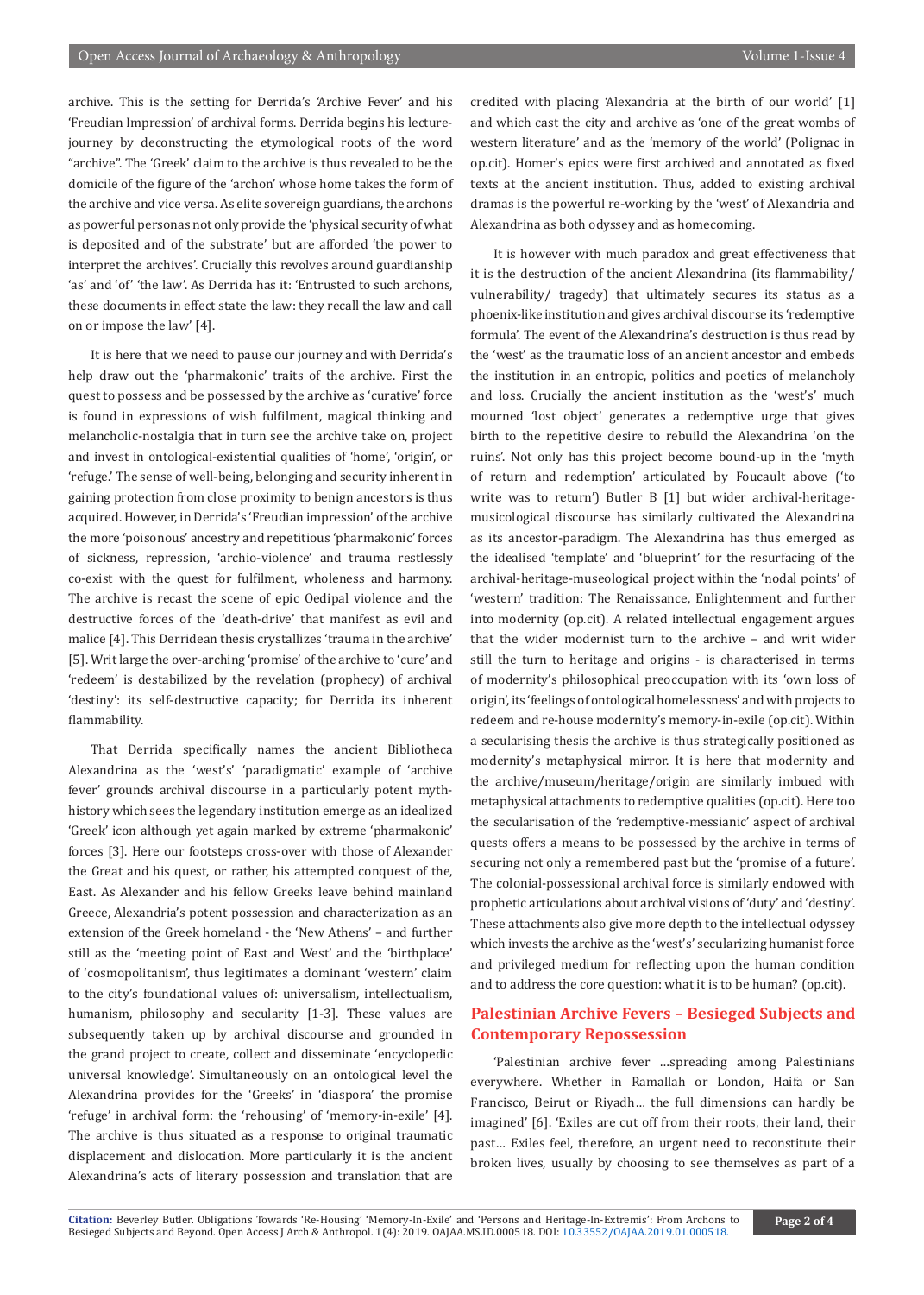archive. This is the setting for Derrida's 'Archive Fever' and his 'Freudian Impression' of archival forms. Derrida begins his lecture-journey by deconstructing the etymological roots of the word "archive". The 'Greek' claim to the archive is thus revealed to be the domicile of the figure of the 'archon' whose home takes the form of the archive and vice versa. As elite sovereign guardians, the archons as powerful personas not only provide the 'physical security of what is deposited and of the substrate' but are afforded 'the power to interpret the archives'. Crucially this revolves around guardianship 'as' and 'of' 'the law'. As Derrida has it: 'Entrusted to such archons, these documents in effect state the law: they recall the law and call on or impose the law' [4].

It is here that we need to pause our journey and with Derrida's help draw out the 'pharmakonic' traits of the archive. First the quest to possess and be possessed by the archive as 'curative' force is found in expressions of wish fulfilment, magical thinking and melancholic-nostalgia that in turn see the archive take on, project and invest in ontological-existential qualities of 'home', 'origin', or 'refuge.' The sense of well-being, belonging and security inherent in gaining protection from close proximity to benign ancestors is thus acquired. However, in Derrida's 'Freudian impression' of the archive the more 'poisonous' ancestry and repetitious 'pharmakonic' forces of sickness, repression, 'archio-violence' and trauma restlessly co-exist with the quest for fulfilment, wholeness and harmony. The archive is recast the scene of epic Oedipal violence and the destructive forces of the 'death-drive' that manifest as evil and malice [4]. This Derridean thesis crystallizes 'trauma in the archive' [5]. Writ large the over-arching 'promise' of the archive to 'cure' and 'redeem' is destabilized by the revelation (prophecy) of archival 'destiny': its self-destructive capacity; for Derrida its inherent flammability.

That Derrida specifically names the ancient Bibliotheca Alexandrina as the 'west's' 'paradigmatic' example of 'archive fever' grounds archival discourse in a particularly potent myth-history which sees the legendary institution emerge as an idealized 'Greek' icon although yet again marked by extreme 'pharmakonic' forces [3]. Here our footsteps cross-over with those of Alexander the Great and his quest, or rather, his attempted conquest of the, East. As Alexander and his fellow Greeks leave behind mainland Greece, Alexandria's potent possession and characterization as an extension of the Greek homeland - the 'New Athens' – and further still as the 'meeting point of East and West' and the 'birthplace' of 'cosmopolitanism', thus legitimates a dominant 'western' claim to the city's foundational values of: universalism, intellectualism, humanism, philosophy and secularity [1-3]. These values are subsequently taken up by archival discourse and grounded in the grand project to create, collect and disseminate 'encyclopedic universal knowledge'. Simultaneously on an ontological level the Alexandrina provides for the 'Greeks' in 'diaspora' the promise 'refuge' in archival form: the 'rehousing' of 'memory-in-exile' [4]. The archive is thus situated as a response to original traumatic displacement and dislocation. More particularly it is the ancient Alexandrina's acts of literary possession and translation that are credited with placing 'Alexandria at the birth of our world' [1] and which cast the city and archive as 'one of the great wombs of western literature' and as the 'memory of the world' (Polignac in op.cit). Homer's epics were first archived and annotated as fixed texts at the ancient institution. Thus, added to existing archival dramas is the powerful re-working by the 'west' of Alexandria and Alexandrina as both odyssey and as homecoming.

It is however with much paradox and great effectiveness that it is the destruction of the ancient Alexandrina (its flammability/ vulnerability/ tragedy) that ultimately secures its status as a phoenix-like institution and gives archival discourse its 'redemptive formula'. The event of the Alexandrina's destruction is thus read by the 'west' as the traumatic loss of an ancient ancestor and embeds the institution in an entropic, politics and poetics of melancholy and loss. Crucially the ancient institution as the 'west's' much mourned 'lost object' generates a redemptive urge that gives birth to the repetitive desire to rebuild the Alexandrina 'on the ruins'. Not only has this project become bound-up in the 'myth of return and redemption' articulated by Foucault above ('to write was to return') Butler B [1] but wider archival-heritage-musicological discourse has similarly cultivated the Alexandrina as its ancestor-paradigm. The Alexandrina has thus emerged as the idealised 'template' and 'blueprint' for the resurfacing of the archival-heritage-museological project within the 'nodal points' of 'western' tradition: The Renaissance, Enlightenment and further into modernity (op.cit). A related intellectual engagement argues that the wider modernist turn to the archive – and writ wider still the turn to heritage and origins - is characterised in terms of modernity's philosophical preoccupation with its 'own loss of origin', its 'feelings of ontological homelessness' and with projects to redeem and re-house modernity's memory-in-exile (op.cit). Within a secularising thesis the archive is thus strategically positioned as modernity's metaphysical mirror. It is here that modernity and the archive/museum/heritage/origin are similarly imbued with metaphysical attachments to redemptive qualities (op.cit). Here too the secularisation of the 'redemptive-messianic' aspect of archival quests offers a means to be possessed by the archive in terms of securing not only a remembered past but the 'promise of a future'. The colonial-possessional archival force is similarly endowed with prophetic articulations about archival visions of 'duty' and 'destiny'. These attachments also give more depth to the intellectual odyssey which invests the archive as the 'west's' secularizing humanist force and privileged medium for reflecting upon the human condition and to address the core question: what it is to be human? (op.cit).

## Palestinian Archive Fevers – Besieged Subjects and Contemporary Repossession

'Palestinian archive fever …spreading among Palestinians everywhere. Whether in Ramallah or London, Haifa or San Francisco, Beirut or Riyadh… the full dimensions can hardly be imagined' [6]. 'Exiles are cut off from their roots, their land, their past… Exiles feel, therefore, an urgent need to reconstitute their broken lives, usually by choosing to see themselves as part of a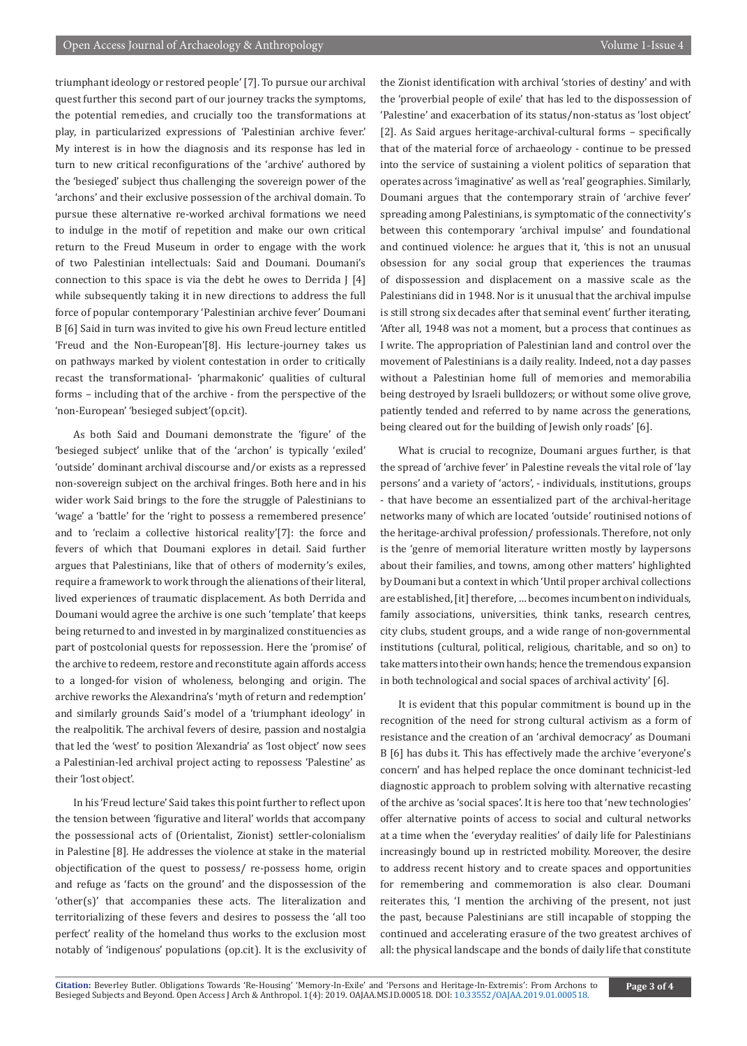triumphant ideology or restored people' [7]. To pursue our archival quest further this second part of our journey tracks the symptoms, the potential remedies, and crucially too the transformations at play, in particularized expressions of 'Palestinian archive fever.' My interest is in how the diagnosis and its response has led in turn to new critical reconfigurations of the 'archive' authored by the 'besieged' subject thus challenging the sovereign power of the 'archons' and their exclusive possession of the archival domain. To pursue these alternative re-worked archival formations we need to indulge in the motif of repetition and make our own critical return to the Freud Museum in order to engage with the work of two Palestinian intellectuals: Said and Doumani. Doumani's connection to this space is via the debt he owes to Derrida J [4] while subsequently taking it in new directions to address the full force of popular contemporary 'Palestinian archive fever' Doumani B [6] Said in turn was invited to give his own Freud lecture entitled 'Freud and the Non-European'[8]. His lecture-journey takes us on pathways marked by violent contestation in order to critically recast the transformational- 'pharmakonic' qualities of cultural forms – including that of the archive - from the perspective of the 'non-European' 'besieged subject'(op.cit).

As both Said and Doumani demonstrate the 'figure' of the 'besieged subject' unlike that of the 'archon' is typically 'exiled' 'outside' dominant archival discourse and/or exists as a repressed non-sovereign subject on the archival fringes. Both here and in his wider work Said brings to the fore the struggle of Palestinians to 'wage' a 'battle' for the 'right to possess a remembered presence' and to 'reclaim a collective historical reality'[7]: the force and fevers of which that Doumani explores in detail. Said further argues that Palestinians, like that of others of modernity's exiles, require a framework to work through the alienations of their literal, lived experiences of traumatic displacement. As both Derrida and Doumani would agree the archive is one such 'template' that keeps being returned to and invested in by marginalized constituencies as part of postcolonial quests for repossession. Here the 'promise' of the archive to redeem, restore and reconstitute again affords access to a longed-for vision of wholeness, belonging and origin. The archive reworks the Alexandrina's 'myth of return and redemption' and similarly grounds Said's model of a 'triumphant ideology' in the realpolitik. The archival fevers of desire, passion and nostalgia that led the 'west' to position 'Alexandria' as 'lost object' now sees a Palestinian-led archival project acting to repossess 'Palestine' as their 'lost object'.

In his 'Freud lecture' Said takes this point further to reflect upon the tension between 'figurative and literal' worlds that accompany the possessional acts of (Orientalist, Zionist) settler-colonialism in Palestine [8]. He addresses the violence at stake in the material objectification of the quest to possess/ re-possess home, origin and refuge as 'facts on the ground' and the dispossession of the 'other(s)' that accompanies these acts. The literalization and territorializing of these fevers and desires to possess the 'all too perfect' reality of the homeland thus works to the exclusion most notably of 'indigenous' populations (op.cit). It is the exclusivity of the Zionist identification with archival 'stories of destiny' and with the 'proverbial people of exile' that has led to the dispossession of 'Palestine' and exacerbation of its status/non-status as 'lost object' [2]. As Said argues heritage-archival-cultural forms – specifically that of the material force of archaeology - continue to be pressed into the service of sustaining a violent politics of separation that operates across 'imaginative' as well as 'real' geographies. Similarly, Doumani argues that the contemporary strain of 'archive fever' spreading among Palestinians, is symptomatic of the connectivity's between this contemporary 'archival impulse' and foundational and continued violence: he argues that it, 'this is not an unusual obsession for any social group that experiences the traumas of dispossession and displacement on a massive scale as the Palestinians did in 1948. Nor is it unusual that the archival impulse is still strong six decades after that seminal event' further iterating, 'After all, 1948 was not a moment, but a process that continues as I write. The appropriation of Palestinian land and control over the movement of Palestinians is a daily reality. Indeed, not a day passes without a Palestinian home full of memories and memorabilia being destroyed by Israeli bulldozers; or without some olive grove, patiently tended and referred to by name across the generations, being cleared out for the building of Jewish only roads' [6].

What is crucial to recognize, Doumani argues further, is that the spread of 'archive fever' in Palestine reveals the vital role of 'lay persons' and a variety of 'actors', - individuals, institutions, groups - that have become an essentialized part of the archival-heritage networks many of which are located 'outside' routinised notions of the heritage-archival profession/ professionals. Therefore, not only is the 'genre of memorial literature written mostly by laypersons about their families, and towns, among other matters' highlighted by Doumani but a context in which 'Until proper archival collections are established, [it] therefore, … becomes incumbent on individuals, family associations, universities, think tanks, research centres, city clubs, student groups, and a wide range of non-governmental institutions (cultural, political, religious, charitable, and so on) to take matters into their own hands; hence the tremendous expansion in both technological and social spaces of archival activity' [6].

It is evident that this popular commitment is bound up in the recognition of the need for strong cultural activism as a form of resistance and the creation of an 'archival democracy' as Doumani B [6] has dubs it. This has effectively made the archive 'everyone's concern' and has helped replace the once dominant technicist-led diagnostic approach to problem solving with alternative recasting of the archive as 'social spaces'. It is here too that 'new technologies' offer alternative points of access to social and cultural networks at a time when the 'everyday realities' of daily life for Palestinians increasingly bound up in restricted mobility. Moreover, the desire to address recent history and to create spaces and opportunities for remembering and commemoration is also clear. Doumani reiterates this, 'I mention the archiving of the present, not just the past, because Palestinians are still incapable of stopping the continued and accelerating erasure of the two greatest archives of all: the physical landscape and the bonds of daily life that constitute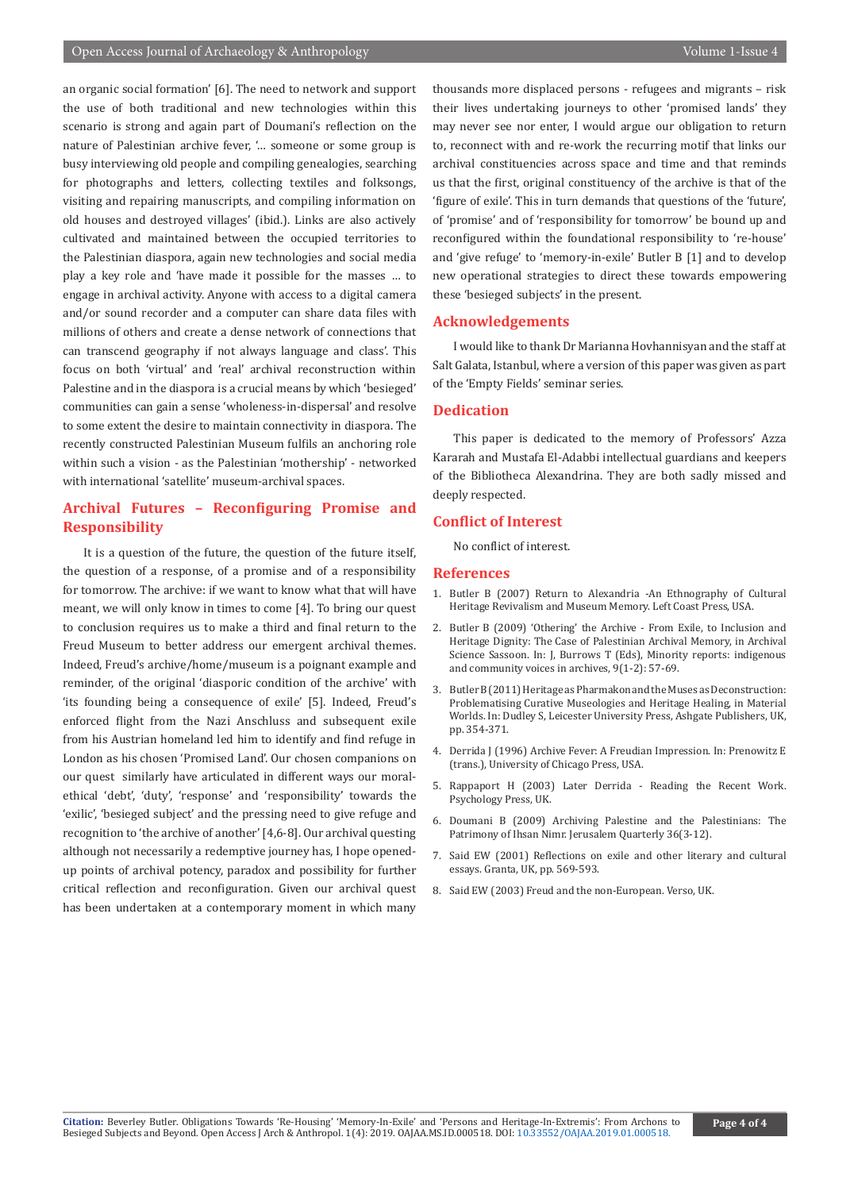an organic social formation' [6]. The need to network and support the use of both traditional and new technologies within this scenario is strong and again part of Doumani's reflection on the nature of Palestinian archive fever, '… someone or some group is busy interviewing old people and compiling genealogies, searching for photographs and letters, collecting textiles and folksongs, visiting and repairing manuscripts, and compiling information on old houses and destroyed villages' (ibid.). Links are also actively cultivated and maintained between the occupied territories to the Palestinian diaspora, again new technologies and social media play a key role and 'have made it possible for the masses … to engage in archival activity. Anyone with access to a digital camera and/or sound recorder and a computer can share data files with millions of others and create a dense network of connections that can transcend geography if not always language and class'. This focus on both 'virtual' and 'real' archival reconstruction within Palestine and in the diaspora is a crucial means by which 'besieged' communities can gain a sense 'wholeness-in-dispersal' and resolve to some extent the desire to maintain connectivity in diaspora. The recently constructed Palestinian Museum fulfils an anchoring role within such a vision - as the Palestinian 'mothership' - networked with international 'satellite' museum-archival spaces.

## Archival Futures – Reconfiguring Promise and Responsibility

It is a question of the future, the question of the future itself, the question of a response, of a promise and of a responsibility for tomorrow. The archive: if we want to know what that will have meant, we will only know in times to come [4]. To bring our quest to conclusion requires us to make a third and final return to the Freud Museum to better address our emergent archival themes. Indeed, Freud's archive/home/museum is a poignant example and reminder, of the original 'diasporic condition of the archive' with 'its founding being a consequence of exile' [5]. Indeed, Freud's enforced flight from the Nazi Anschluss and subsequent exile from his Austrian homeland led him to identify and find refuge in London as his chosen 'Promised Land'. Our chosen companions on our quest similarly have articulated in different ways our moral-ethical 'debt', 'duty', 'response' and 'responsibility' towards the 'exilic', 'besieged subject' and the pressing need to give refuge and recognition to 'the archive of another' [4,6-8]. Our archival questing although not necessarily a redemptive journey has, I hope opened-up points of archival potency, paradox and possibility for further critical reflection and reconfiguration. Given our archival quest has been undertaken at a contemporary moment in which many thousands more displaced persons - refugees and migrants – risk their lives undertaking journeys to other 'promised lands' they may never see nor enter, I would argue our obligation to return to, reconnect with and re-work the recurring motif that links our archival constituencies across space and time and that reminds us that the first, original constituency of the archive is that of the 'figure of exile'. This in turn demands that questions of the 'future', of 'promise' and of 'responsibility for tomorrow' be bound up and reconfigured within the foundational responsibility to 're-house' and 'give refuge' to 'memory-in-exile' Butler B [1] and to develop new operational strategies to direct these towards empowering these 'besieged subjects' in the present.

## Acknowledgements

I would like to thank Dr Marianna Hovhannisyan and the staff at Salt Galata, Istanbul, where a version of this paper was given as part of the 'Empty Fields' seminar series.

## Dedication

This paper is dedicated to the memory of Professors' Azza Kararah and Mustafa El-Adabbi intellectual guardians and keepers of the Bibliotheca Alexandrina. They are both sadly missed and deeply respected.

## Conflict of Interest

No conflict of interest.

## References

1. Butler B (2007) Return to Alexandria -An Ethnography of Cultural Heritage Revivalism and Museum Memory. Left Coast Press, USA.
2. Butler B (2009) 'Othering' the Archive - From Exile, to Inclusion and Heritage Dignity: The Case of Palestinian Archival Memory, in Archival Science Sassoon. In: J, Burrows T (Eds), Minority reports: indigenous and community voices in archives, 9(1-2): 57-69.
3. Butler B (2011) Heritage as Pharmakon and the Muses as Deconstruction: Problematising Curative Museologies and Heritage Healing, in Material Worlds. In: Dudley S, Leicester University Press, Ashgate Publishers, UK, pp. 354-371.
4. Derrida J (1996) Archive Fever: A Freudian Impression. In: Prenowitz E (trans.), University of Chicago Press, USA.
5. Rappaport H (2003) Later Derrida - Reading the Recent Work. Psychology Press, UK.
6. Doumani B (2009) Archiving Palestine and the Palestinians: The Patrimony of Ihsan Nimr. Jerusalem Quarterly 36(3-12).
7. Said EW (2001) Reflections on exile and other literary and cultural essays. Granta, UK, pp. 569-593.
8. Said EW (2003) Freud and the non-European. Verso, UK.

**Citation:** Beverley Butler. Obligations Towards 'Re-Housing' 'Memory-In-Exile' and 'Persons and Heritage-In-Extremis': From Archons to Besieged Subjects and Beyond. Open Access J Arch & Anthropol. 1(4): 2019. OAJAA.MS.ID.000518. DOI: 10.33552/OAJAA.2019.01.000518.